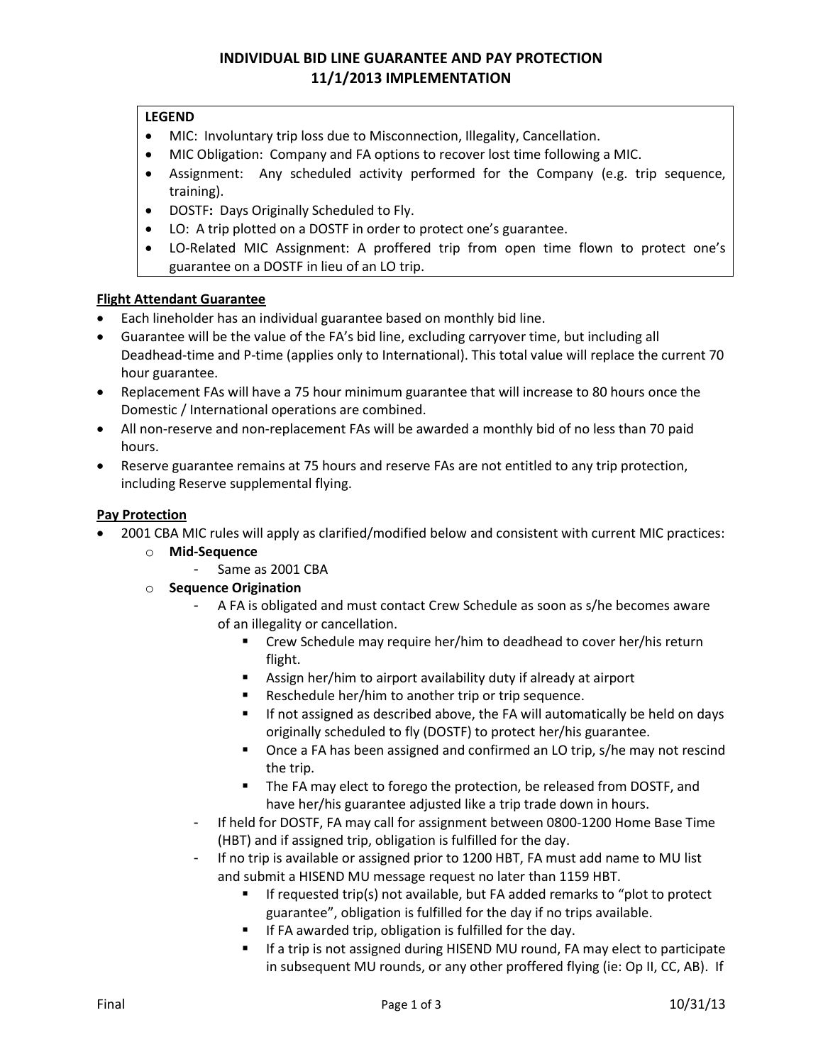# INDIVIDUAL BID LINE GUARANTEE AND PAY PROTECTION
## 11/1/2013 IMPLEMENTATION

**LEGEND**

- MIC: Involuntary trip loss due to Misconnection, Illegality, Cancellation.
- MIC Obligation: Company and FA options to recover lost time following a MIC.
- Assignment: Any scheduled activity performed for the Company (e.g. trip sequence, training).
- DOSTF**:** Days Originally Scheduled to Fly.
- LO: A trip plotted on a DOSTF in order to protect one's guarantee.
- LO-Related MIC Assignment: A proffered trip from open time flown to protect one's guarantee on a DOSTF in lieu of an LO trip.

### Flight Attendant Guarantee

- Each lineholder has an individual guarantee based on monthly bid line.
- Guarantee will be the value of the FA's bid line, excluding carryover time, but including all Deadhead-time and P-time (applies only to International). This total value will replace the current 70 hour guarantee.
- Replacement FAs will have a 75 hour minimum guarantee that will increase to 80 hours once the Domestic / International operations are combined.
- All non-reserve and non-replacement FAs will be awarded a monthly bid of no less than 70 paid hours.
- Reserve guarantee remains at 75 hours and reserve FAs are not entitled to any trip protection, including Reserve supplemental flying.

### Pay Protection

- 2001 CBA MIC rules will apply as clarified/modified below and consistent with current MIC practices:
  - **Mid-Sequence**
    - Same as 2001 CBA
  - **Sequence Origination**
    - A FA is obligated and must contact Crew Schedule as soon as s/he becomes aware of an illegality or cancellation.
      - Crew Schedule may require her/him to deadhead to cover her/his return flight.
      - Assign her/him to airport availability duty if already at airport
      - Reschedule her/him to another trip or trip sequence.
      - If not assigned as described above, the FA will automatically be held on days originally scheduled to fly (DOSTF) to protect her/his guarantee.
      - Once a FA has been assigned and confirmed an LO trip, s/he may not rescind the trip.
      - The FA may elect to forego the protection, be released from DOSTF, and have her/his guarantee adjusted like a trip trade down in hours.
    - If held for DOSTF, FA may call for assignment between 0800-1200 Home Base Time (HBT) and if assigned trip, obligation is fulfilled for the day.
    - If no trip is available or assigned prior to 1200 HBT, FA must add name to MU list and submit a HISEND MU message request no later than 1159 HBT.
      - If requested trip(s) not available, but FA added remarks to "plot to protect guarantee", obligation is fulfilled for the day if no trips available.
      - If FA awarded trip, obligation is fulfilled for the day.
      - If a trip is not assigned during HISEND MU round, FA may elect to participate in subsequent MU rounds, or any other proffered flying (ie: Op II, CC, AB). If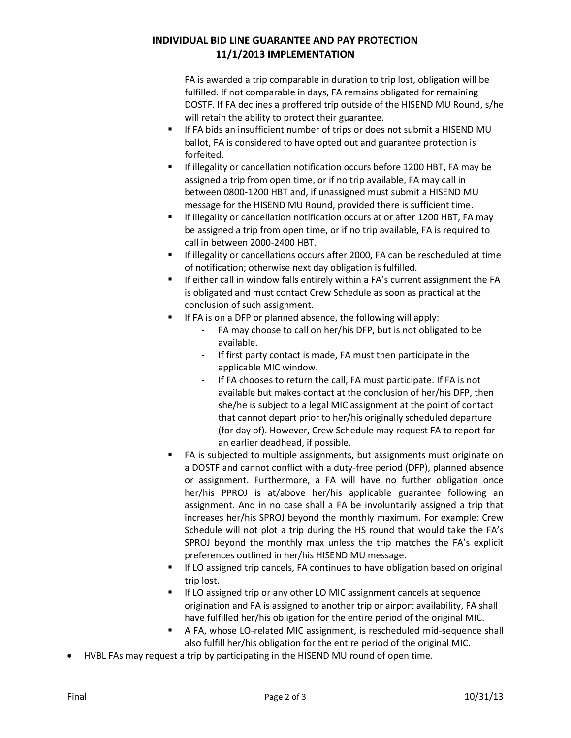FA is awarded a trip comparable in duration to trip lost, obligation will be fulfilled. If not comparable in days, FA remains obligated for remaining DOSTF. If FA declines a proffered trip outside of the HISEND MU Round, s/he will retain the ability to protect their guarantee.

    - If FA bids an insufficient number of trips or does not submit a HISEND MU ballot, FA is considered to have opted out and guarantee protection is forfeited.
    - If illegality or cancellation notification occurs before 1200 HBT, FA may be assigned a trip from open time, or if no trip available, FA may call in between 0800-1200 HBT and, if unassigned must submit a HISEND MU message for the HISEND MU Round, provided there is sufficient time.
    - If illegality or cancellation notification occurs at or after 1200 HBT, FA may be assigned a trip from open time, or if no trip available, FA is required to call in between 2000-2400 HBT.
    - If illegality or cancellations occurs after 2000, FA can be rescheduled at time of notification; otherwise next day obligation is fulfilled.
    - If either call in window falls entirely within a FA's current assignment the FA is obligated and must contact Crew Schedule as soon as practical at the conclusion of such assignment.
    - If FA is on a DFP or planned absence, the following will apply:
        - FA may choose to call on her/his DFP, but is not obligated to be available.
        - If first party contact is made, FA must then participate in the applicable MIC window.
        - If FA chooses to return the call, FA must participate. If FA is not available but makes contact at the conclusion of her/his DFP, then she/he is subject to a legal MIC assignment at the point of contact that cannot depart prior to her/his originally scheduled departure (for day of). However, Crew Schedule may request FA to report for an earlier deadhead, if possible.
    - FA is subjected to multiple assignments, but assignments must originate on a DOSTF and cannot conflict with a duty-free period (DFP), planned absence or assignment. Furthermore, a FA will have no further obligation once her/his PPROJ is at/above her/his applicable guarantee following an assignment. And in no case shall a FA be involuntarily assigned a trip that increases her/his SPROJ beyond the monthly maximum. For example: Crew Schedule will not plot a trip during the HS round that would take the FA's SPROJ beyond the monthly max unless the trip matches the FA's explicit preferences outlined in her/his HISEND MU message.
    - If LO assigned trip cancels, FA continues to have obligation based on original trip lost.
    - If LO assigned trip or any other LO MIC assignment cancels at sequence origination and FA is assigned to another trip or airport availability, FA shall have fulfilled her/his obligation for the entire period of the original MIC.
    - A FA, whose LO-related MIC assignment, is rescheduled mid-sequence shall also fulfill her/his obligation for the entire period of the original MIC.

- HVBL FAs may request a trip by participating in the HISEND MU round of open time.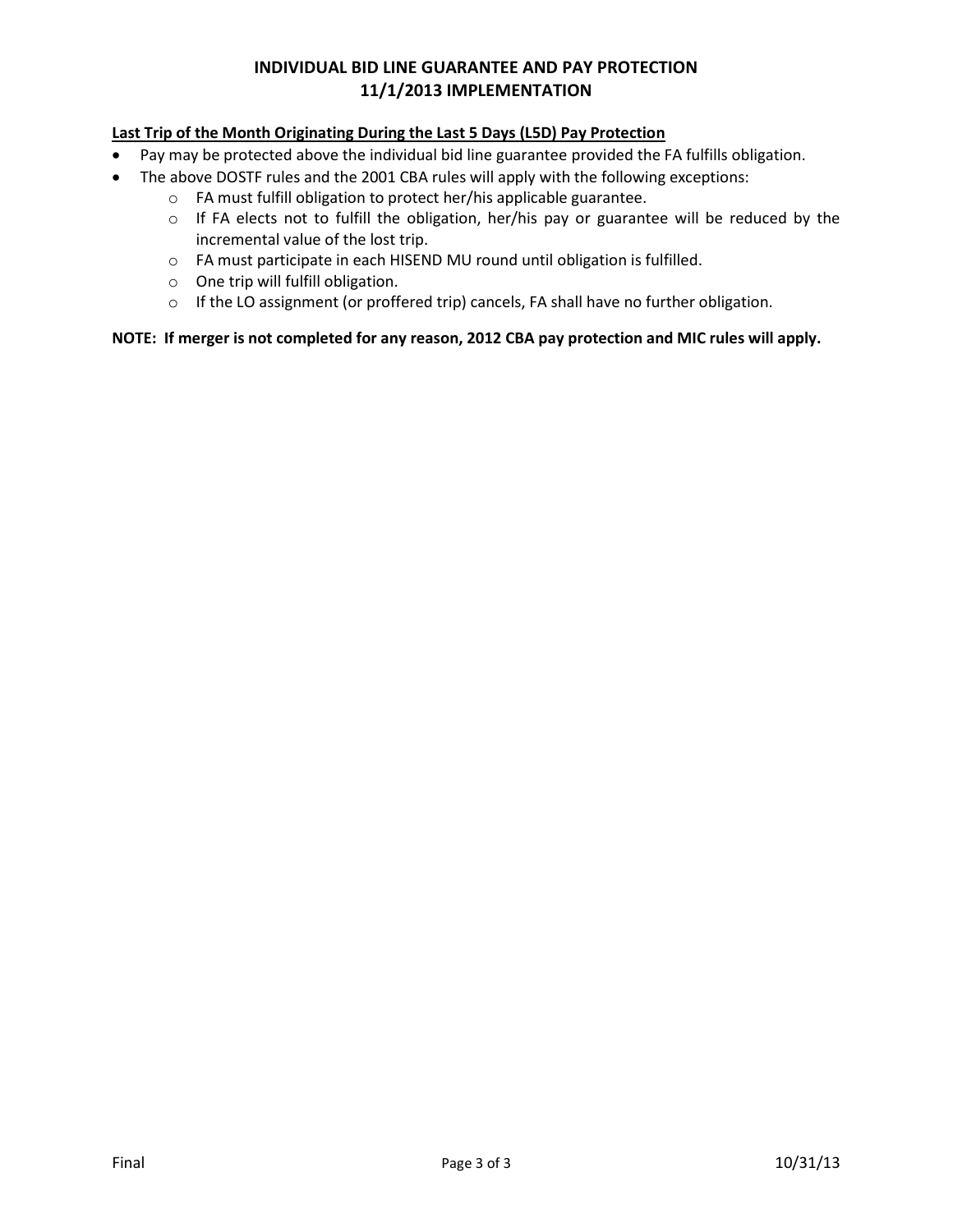# INDIVIDUAL BID LINE GUARANTEE AND PAY PROTECTION
# 11/1/2013 IMPLEMENTATION

**Last Trip of the Month Originating During the Last 5 Days (L5D) Pay Protection**

- Pay may be protected above the individual bid line guarantee provided the FA fulfills obligation.
- The above DOSTF rules and the 2001 CBA rules will apply with the following exceptions:
  - FA must fulfill obligation to protect her/his applicable guarantee.
  - If FA elects not to fulfill the obligation, her/his pay or guarantee will be reduced by the incremental value of the lost trip.
  - FA must participate in each HISEND MU round until obligation is fulfilled.
  - One trip will fulfill obligation.
  - If the LO assignment (or proffered trip) cancels, FA shall have no further obligation.

**NOTE: If merger is not completed for any reason, 2012 CBA pay protection and MIC rules will apply.**